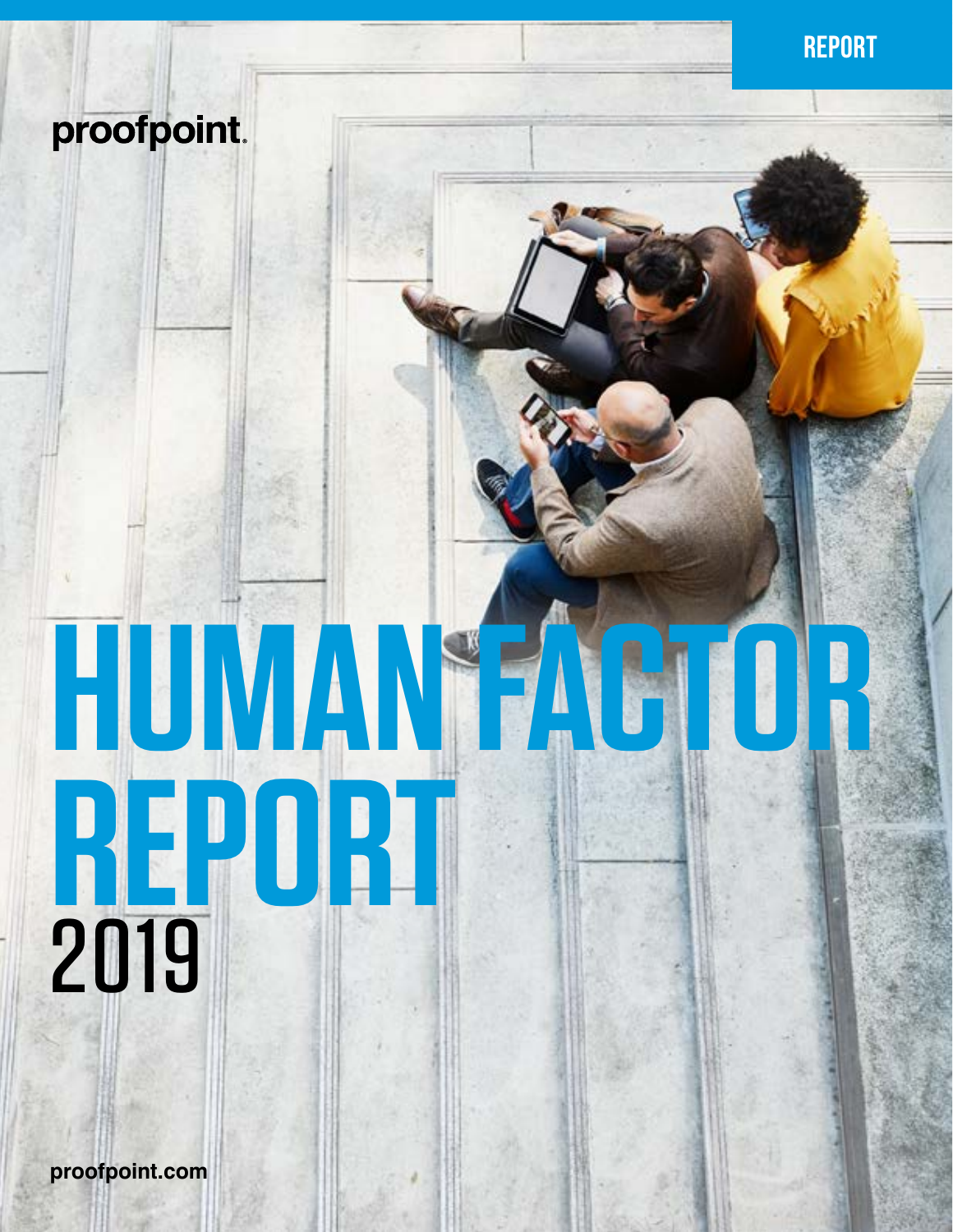REPORT

proofpoint.

# HUMAN FACTOR REPORT 2019

proofpoint.com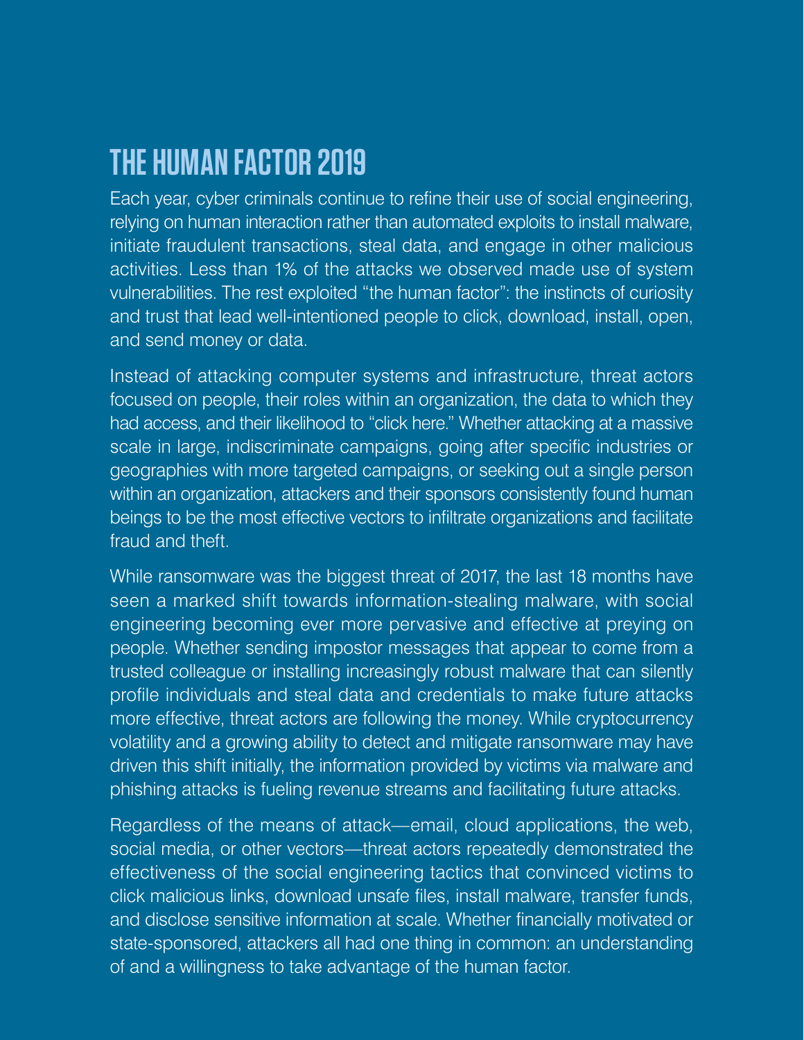# THE HUMAN FACTOR 2019

Each year, cyber criminals continue to refine their use of social engineering, relying on human interaction rather than automated exploits to install malware, initiate fraudulent transactions, steal data, and engage in other malicious activities. Less than 1% of the attacks we observed made use of system vulnerabilities. The rest exploited "the human factor": the instincts of curiosity and trust that lead well-intentioned people to click, download, install, open, and send money or data.

Instead of attacking computer systems and infrastructure, threat actors focused on people, their roles within an organization, the data to which they had access, and their likelihood to "click here." Whether attacking at a massive scale in large, indiscriminate campaigns, going after specific industries or geographies with more targeted campaigns, or seeking out a single person within an organization, attackers and their sponsors consistently found human beings to be the most effective vectors to infiltrate organizations and facilitate fraud and theft.

While ransomware was the biggest threat of 2017, the last 18 months have seen a marked shift towards information-stealing malware, with social engineering becoming ever more pervasive and effective at preying on people. Whether sending impostor messages that appear to come from a trusted colleague or installing increasingly robust malware that can silently profile individuals and steal data and credentials to make future attacks more effective, threat actors are following the money. While cryptocurrency volatility and a growing ability to detect and mitigate ransomware may have driven this shift initially, the information provided by victims via malware and phishing attacks is fueling revenue streams and facilitating future attacks.

Regardless of the means of attack—email, cloud applications, the web, social media, or other vectors—threat actors repeatedly demonstrated the effectiveness of the social engineering tactics that convinced victims to click malicious links, download unsafe files, install malware, transfer funds, and disclose sensitive information at scale. Whether financially motivated or state-sponsored, attackers all had one thing in common: an understanding of and a willingness to take advantage of the human factor.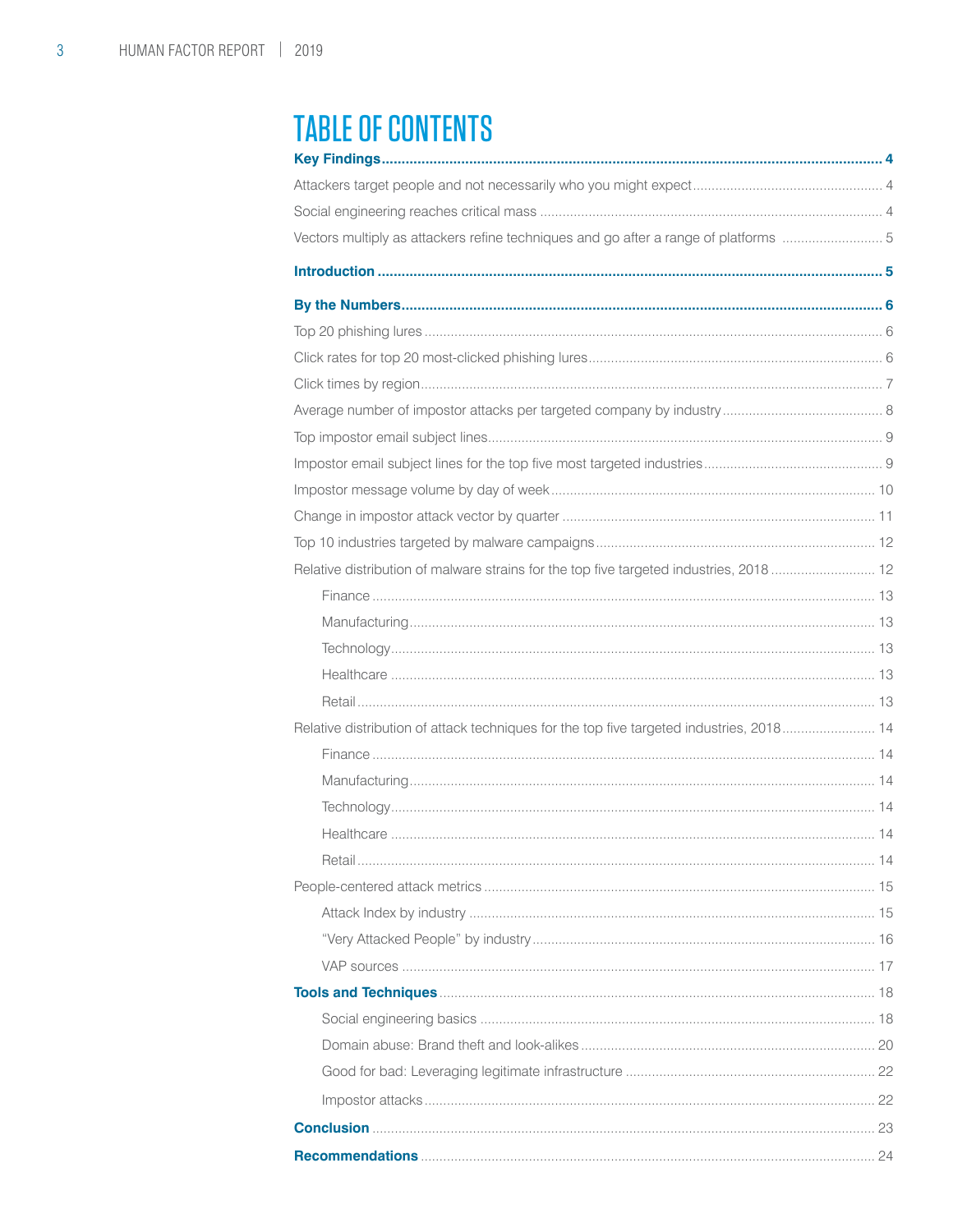# TABLE OF CONTENTS

**Key Findings** .......... 4

Attackers target people and not necessarily who you might expect .......... 4

Social engineering reaches critical mass .......... 4

Vectors multiply as attackers refine techniques and go after a range of platforms .......... 5

**Introduction** .......... 5

**By the Numbers** .......... 6

Top 20 phishing lures .......... 6

Click rates for top 20 most-clicked phishing lures .......... 6

Click times by region .......... 7

Average number of impostor attacks per targeted company by industry .......... 8

Top impostor email subject lines .......... 9

Impostor email subject lines for the top five most targeted industries .......... 9

Impostor message volume by day of week .......... 10

Change in impostor attack vector by quarter .......... 11

Top 10 industries targeted by malware campaigns .......... 12

Relative distribution of malware strains for the top five targeted industries, 2018 .......... 12

- Finance .......... 13
- Manufacturing .......... 13
- Technology .......... 13
- Healthcare .......... 13
- Retail .......... 13

Relative distribution of attack techniques for the top five targeted industries, 2018 .......... 14

- Finance .......... 14
- Manufacturing .......... 14
- Technology .......... 14
- Healthcare .......... 14
- Retail .......... 14

People-centered attack metrics .......... 15

- Attack Index by industry .......... 15
- "Very Attacked People" by industry .......... 16
- VAP sources .......... 17

**Tools and Techniques** .......... 18

- Social engineering basics .......... 18
- Domain abuse: Brand theft and look-alikes .......... 20
- Good for bad: Leveraging legitimate infrastructure .......... 22
- Impostor attacks .......... 22

**Conclusion** .......... 23

**Recommendations** .......... 24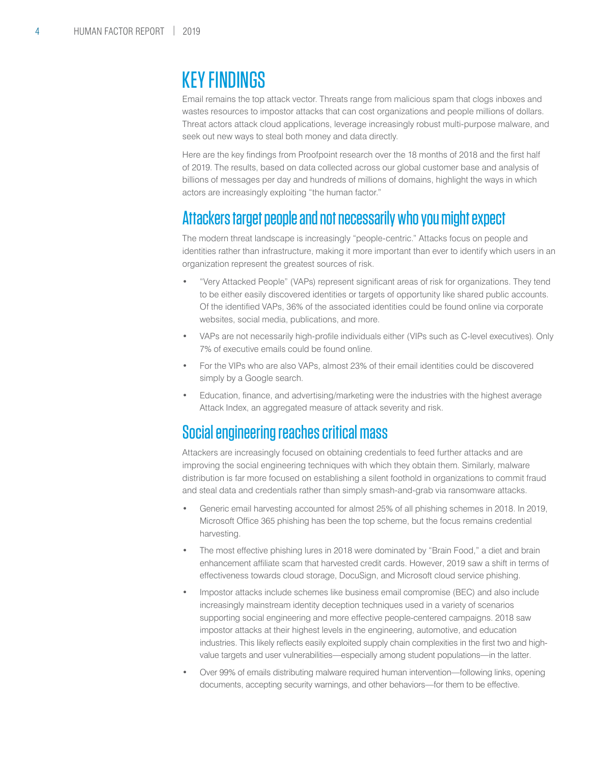# KEY FINDINGS

Email remains the top attack vector. Threats range from malicious spam that clogs inboxes and wastes resources to impostor attacks that can cost organizations and people millions of dollars. Threat actors attack cloud applications, leverage increasingly robust multi-purpose malware, and seek out new ways to steal both money and data directly.

Here are the key findings from Proofpoint research over the 18 months of 2018 and the first half of 2019. The results, based on data collected across our global customer base and analysis of billions of messages per day and hundreds of millions of domains, highlight the ways in which actors are increasingly exploiting "the human factor."

## Attackers target people and not necessarily who you might expect

The modern threat landscape is increasingly "people-centric." Attacks focus on people and identities rather than infrastructure, making it more important than ever to identify which users in an organization represent the greatest sources of risk.

- "Very Attacked People" (VAPs) represent significant areas of risk for organizations. They tend to be either easily discovered identities or targets of opportunity like shared public accounts. Of the identified VAPs, 36% of the associated identities could be found online via corporate websites, social media, publications, and more.
- VAPs are not necessarily high-profile individuals either (VIPs such as C-level executives). Only 7% of executive emails could be found online.
- For the VIPs who are also VAPs, almost 23% of their email identities could be discovered simply by a Google search.
- Education, finance, and advertising/marketing were the industries with the highest average Attack Index, an aggregated measure of attack severity and risk.

## Social engineering reaches critical mass

Attackers are increasingly focused on obtaining credentials to feed further attacks and are improving the social engineering techniques with which they obtain them. Similarly, malware distribution is far more focused on establishing a silent foothold in organizations to commit fraud and steal data and credentials rather than simply smash-and-grab via ransomware attacks.

- Generic email harvesting accounted for almost 25% of all phishing schemes in 2018. In 2019, Microsoft Office 365 phishing has been the top scheme, but the focus remains credential harvesting.
- The most effective phishing lures in 2018 were dominated by "Brain Food," a diet and brain enhancement affiliate scam that harvested credit cards. However, 2019 saw a shift in terms of effectiveness towards cloud storage, DocuSign, and Microsoft cloud service phishing.
- Impostor attacks include schemes like business email compromise (BEC) and also include increasingly mainstream identity deception techniques used in a variety of scenarios supporting social engineering and more effective people-centered campaigns. 2018 saw impostor attacks at their highest levels in the engineering, automotive, and education industries. This likely reflects easily exploited supply chain complexities in the first two and high-value targets and user vulnerabilities—especially among student populations—in the latter.
- Over 99% of emails distributing malware required human intervention—following links, opening documents, accepting security warnings, and other behaviors—for them to be effective.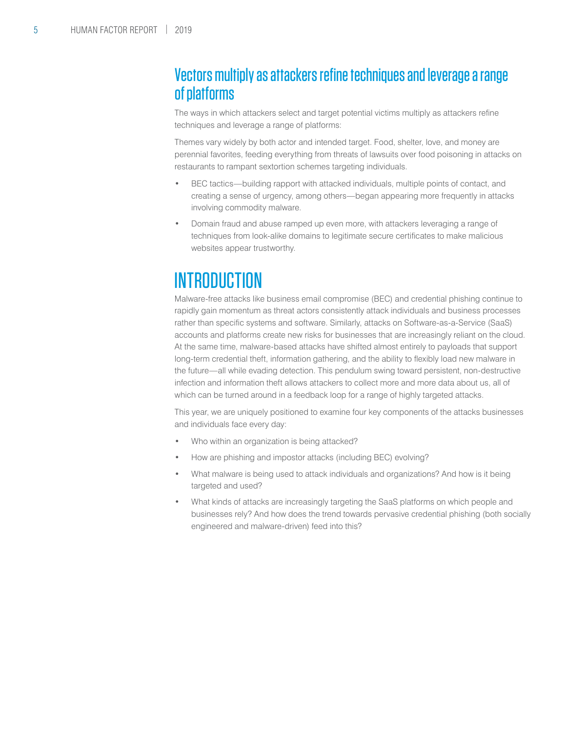## Vectors multiply as attackers refine techniques and leverage a range of platforms

The ways in which attackers select and target potential victims multiply as attackers refine techniques and leverage a range of platforms:

Themes vary widely by both actor and intended target. Food, shelter, love, and money are perennial favorites, feeding everything from threats of lawsuits over food poisoning in attacks on restaurants to rampant sextortion schemes targeting individuals.

- BEC tactics—building rapport with attacked individuals, multiple points of contact, and creating a sense of urgency, among others—began appearing more frequently in attacks involving commodity malware.
- Domain fraud and abuse ramped up even more, with attackers leveraging a range of techniques from look-alike domains to legitimate secure certificates to make malicious websites appear trustworthy.

# INTRODUCTION

Malware-free attacks like business email compromise (BEC) and credential phishing continue to rapidly gain momentum as threat actors consistently attack individuals and business processes rather than specific systems and software. Similarly, attacks on Software-as-a-Service (SaaS) accounts and platforms create new risks for businesses that are increasingly reliant on the cloud. At the same time, malware-based attacks have shifted almost entirely to payloads that support long-term credential theft, information gathering, and the ability to flexibly load new malware in the future—all while evading detection. This pendulum swing toward persistent, non-destructive infection and information theft allows attackers to collect more and more data about us, all of which can be turned around in a feedback loop for a range of highly targeted attacks.

This year, we are uniquely positioned to examine four key components of the attacks businesses and individuals face every day:

- Who within an organization is being attacked?
- How are phishing and impostor attacks (including BEC) evolving?
- What malware is being used to attack individuals and organizations? And how is it being targeted and used?
- What kinds of attacks are increasingly targeting the SaaS platforms on which people and businesses rely? And how does the trend towards pervasive credential phishing (both socially engineered and malware-driven) feed into this?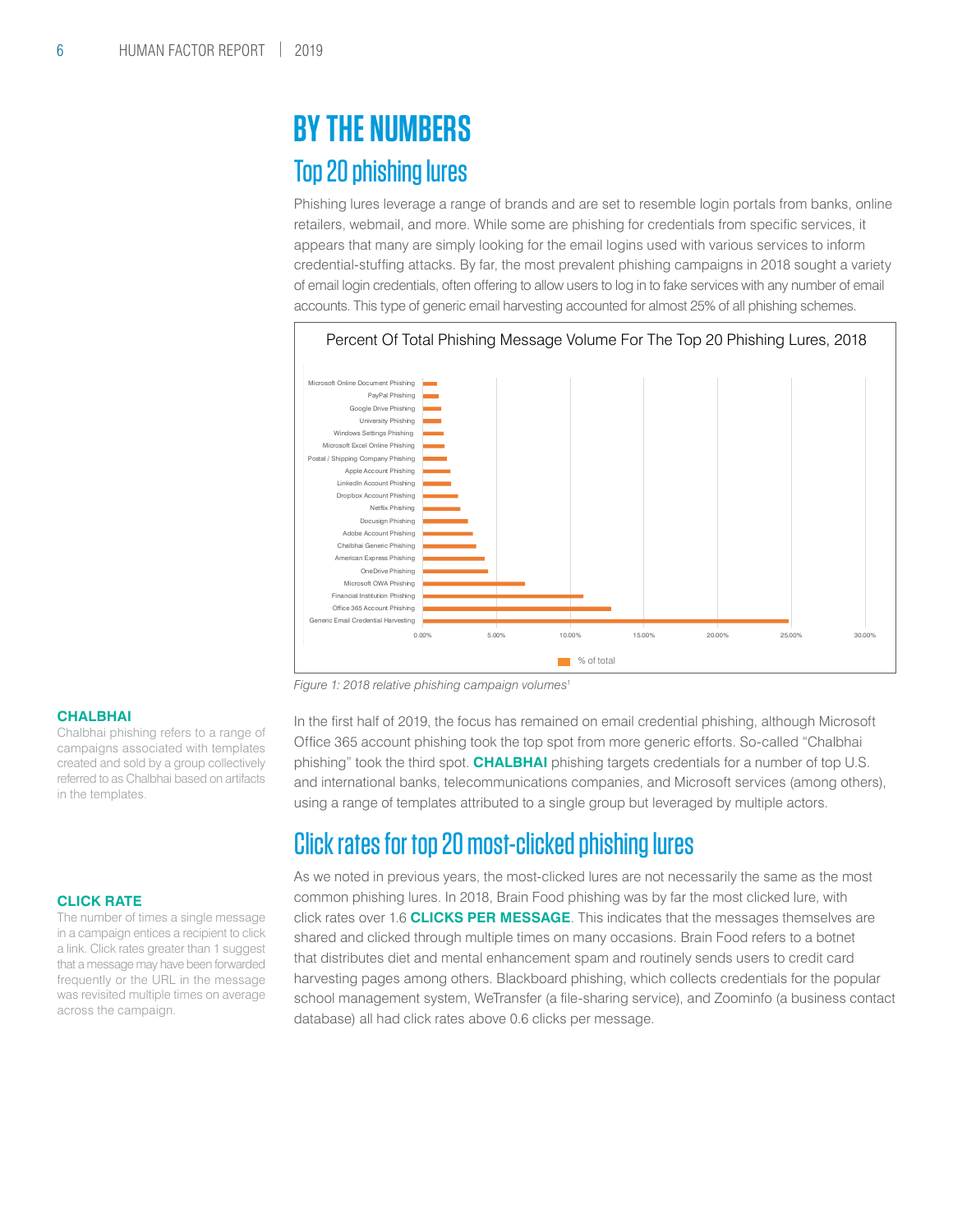# BY THE NUMBERS

## Top 20 phishing lures

Phishing lures leverage a range of brands and are set to resemble login portals from banks, online retailers, webmail, and more. While some are phishing for credentials from specific services, it appears that many are simply looking for the email logins used with various services to inform credential-stuffing attacks. By far, the most prevalent phishing campaigns in 2018 sought a variety of email login credentials, often offering to allow users to log in to fake services with any number of email accounts. This type of generic email harvesting accounted for almost 25% of all phishing schemes.

**Percent Of Total Phishing Message Volume For The Top 20 Phishing Lures, 2018**

| Lure | % of total (approx.) |
|---|---|
| Microsoft Online Document Phishing | |
| PayPal Phishing | |
| Google Drive Phishing | |
| University Phishing | |
| Windows Settings Phishing | |
| Microsoft Excel Online Phishing | |
| Postal / Shipping Company Phishing | |
| Apple Account Phishing | |
| LinkedIn Account Phishing | |
| Dropbox Account Phishing | |
| Netflix Phishing | |
| Docusign Phishing | |
| Adobe Account Phishing | |
| Chalbhai Generic Phishing | |
| American Express Phishing | |
| OneDrive Phishing | |
| Microsoft OWA Phishing | |
| Financial Institution Phishing | |
| Office 365 Account Phishing | |
| Generic Email Credential Harvesting | |

Axis: 0.00%, 5.00%, 10.00%, 15.00%, 20.00%, 25.00%, 30.00% — % of total

*Figure 1: 2018 relative phishing campaign volumes[1]*

**CHALBHAI**
Chalbhai phishing refers to a range of campaigns associated with templates created and sold by a group collectively referred to as Chalbhai based on artifacts in the templates.

In the first half of 2019, the focus has remained on email credential phishing, although Microsoft Office 365 account phishing took the top spot from more generic efforts. So-called "Chalbhai phishing" took the third spot. **CHALBHAI** phishing targets credentials for a number of top U.S. and international banks, telecommunications companies, and Microsoft services (among others), using a range of templates attributed to a single group but leveraged by multiple actors.

## Click rates for top 20 most-clicked phishing lures

**CLICK RATE**
The number of times a single message in a campaign entices a recipient to click a link. Click rates greater than 1 suggest that a message may have been forwarded frequently or the URL in the message was revisited multiple times on average across the campaign.

As we noted in previous years, the most-clicked lures are not necessarily the same as the most common phishing lures. In 2018, Brain Food phishing was by far the most clicked lure, with click rates over 1.6 **CLICKS PER MESSAGE**. This indicates that the messages themselves are shared and clicked through multiple times on many occasions. Brain Food refers to a botnet that distributes diet and mental enhancement spam and routinely sends users to credit card harvesting pages among others. Blackboard phishing, which collects credentials for the popular school management system, WeTransfer (a file-sharing service), and Zoominfo (a business contact database) all had click rates above 0.6 clicks per message.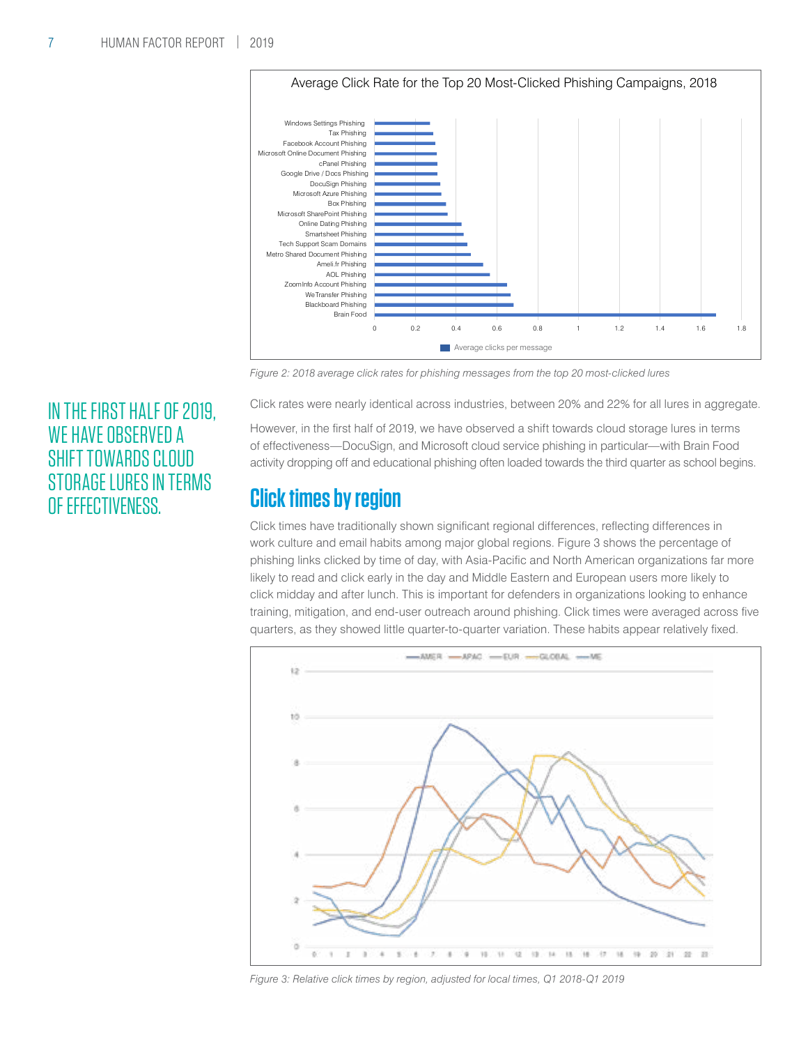Average Click Rate for the Top 20 Most-Clicked Phishing Campaigns, 2018

Figure 2: 2018 average click rates for phishing messages from the top 20 most-clicked lures

IN THE FIRST HALF OF 2019, WE HAVE OBSERVED A SHIFT TOWARDS CLOUD STORAGE LURES IN TERMS OF EFFECTIVENESS.

Click rates were nearly identical across industries, between 20% and 22% for all lures in aggregate.

However, in the first half of 2019, we have observed a shift towards cloud storage lures in terms of effectiveness—DocuSign, and Microsoft cloud service phishing in particular—with Brain Food activity dropping off and educational phishing often loaded towards the third quarter as school begins.

## Click times by region

Click times have traditionally shown significant regional differences, reflecting differences in work culture and email habits among major global regions. Figure 3 shows the percentage of phishing links clicked by time of day, with Asia-Pacific and North American organizations far more likely to read and click early in the day and Middle Eastern and European users more likely to click midday and after lunch. This is important for defenders in organizations looking to enhance training, mitigation, and end-user outreach around phishing. Click times were averaged across five quarters, as they showed little quarter-to-quarter variation. These habits appear relatively fixed.

Figure 3: Relative click times by region, adjusted for local times, Q1 2018-Q1 2019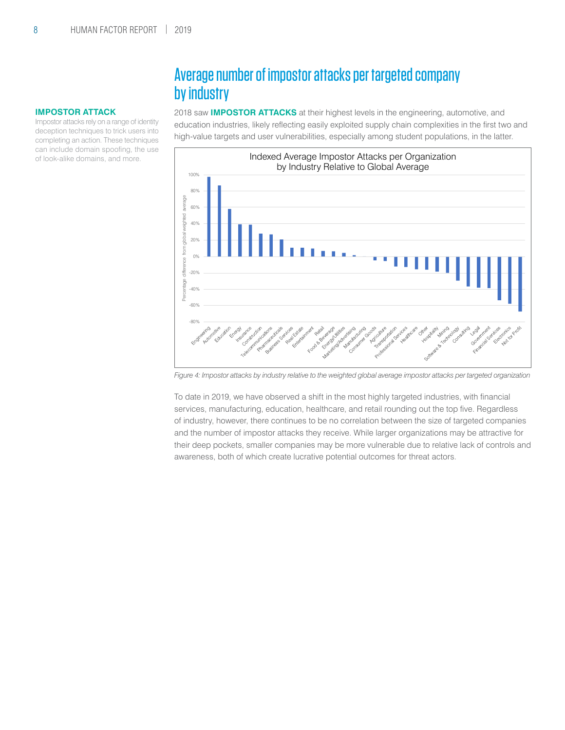**IMPOSTOR ATTACK**

Impostor attacks rely on a range of identity deception techniques to trick users into completing an action. These techniques can include domain spoofing, the use of look-alike domains, and more.

# Average number of impostor attacks per targeted company by industry

2018 saw **IMPOSTOR ATTACKS** at their highest levels in the engineering, automotive, and education industries, likely reflecting easily exploited supply chain complexities in the first two and high-value targets and user vulnerabilities, especially among student populations, in the latter.

*Figure 4: Impostor attacks by industry relative to the weighted global average impostor attacks per targeted organization*

To date in 2019, we have observed a shift in the most highly targeted industries, with financial services, manufacturing, education, healthcare, and retail rounding out the top five. Regardless of industry, however, there continues to be no correlation between the size of targeted companies and the number of impostor attacks they receive. While larger organizations may be attractive for their deep pockets, smaller companies may be more vulnerable due to relative lack of controls and awareness, both of which create lucrative potential outcomes for threat actors.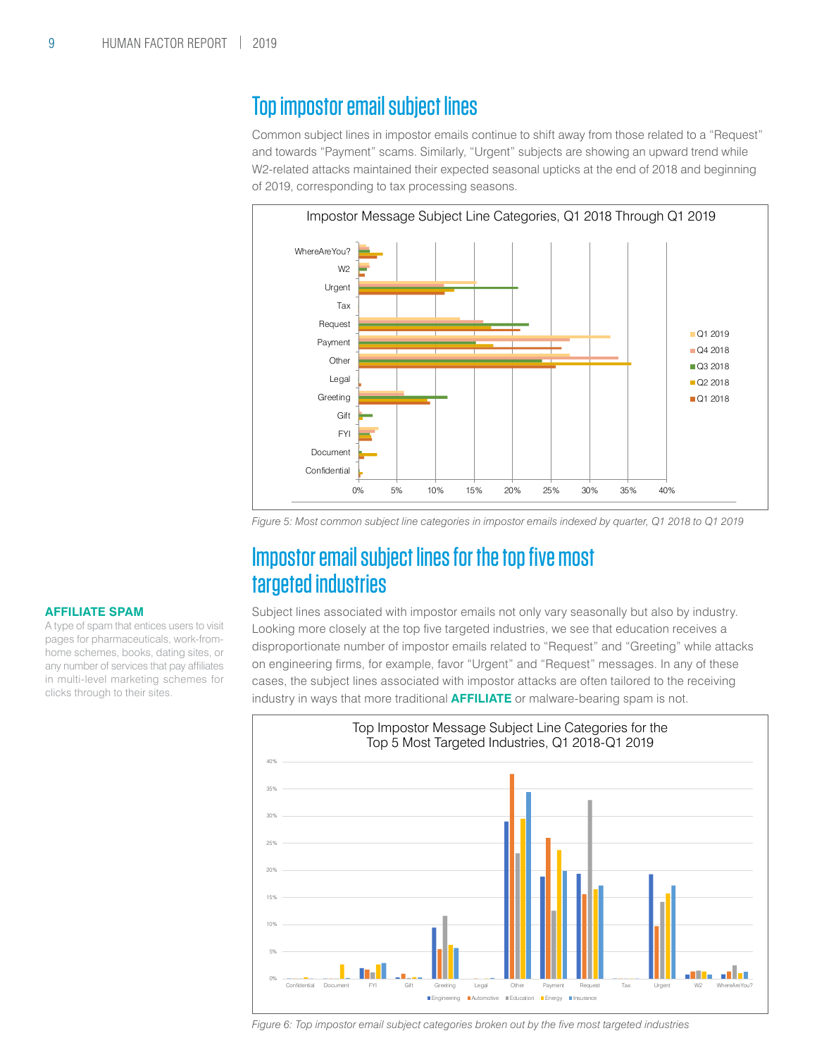## Top impostor email subject lines

Common subject lines in impostor emails continue to shift away from those related to a "Request" and towards "Payment" scams. Similarly, "Urgent" subjects are showing an upward trend while W2-related attacks maintained their expected seasonal upticks at the end of 2018 and beginning of 2019, corresponding to tax processing seasons.

*Figure 5: Most common subject line categories in impostor emails indexed by quarter, Q1 2018 to Q1 2019*

## Impostor email subject lines for the top five most targeted industries

Subject lines associated with impostor emails not only vary seasonally but also by industry. Looking more closely at the top five targeted industries, we see that education receives a disproportionate number of impostor emails related to "Request" and "Greeting" while attacks on engineering firms, for example, favor "Urgent" and "Request" messages. In any of these cases, the subject lines associated with impostor attacks are often tailored to the receiving industry in ways that more traditional **AFFILIATE** or malware-bearing spam is not.

**AFFILIATE SPAM**

A type of spam that entices users to visit pages for pharmaceuticals, work-from-home schemes, books, dating sites, or any number of services that pay affiliates in multi-level marketing schemes for clicks through to their sites.

*Figure 6: Top impostor email subject categories broken out by the five most targeted industries*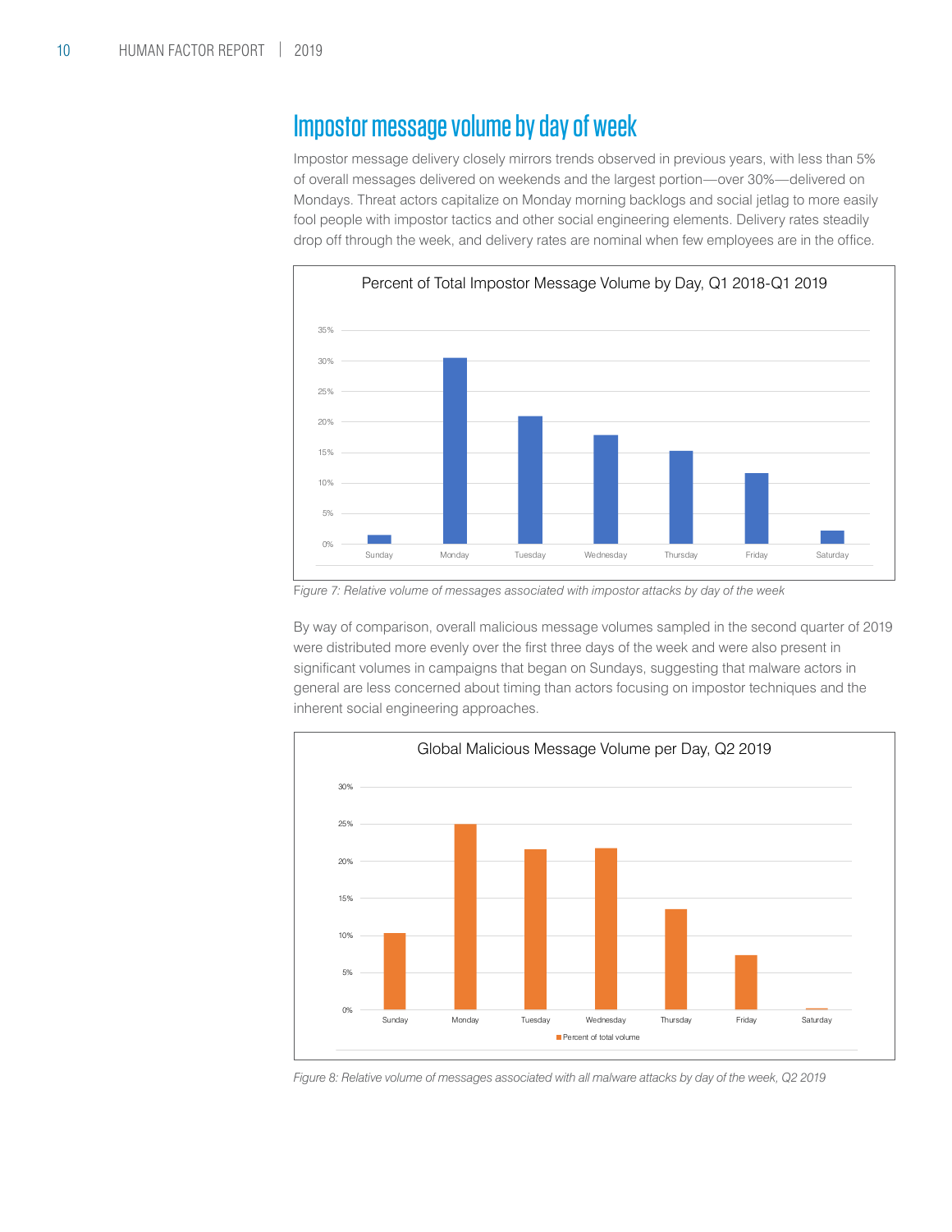## Impostor message volume by day of week

Impostor message delivery closely mirrors trends observed in previous years, with less than 5% of overall messages delivered on weekends and the largest portion—over 30%—delivered on Mondays. Threat actors capitalize on Monday morning backlogs and social jetlag to more easily fool people with impostor tactics and other social engineering elements. Delivery rates steadily drop off through the week, and delivery rates are nominal when few employees are in the office.

Percent of Total Impostor Message Volume by Day, Q1 2018-Q1 2019

Figure 7: Relative volume of messages associated with impostor attacks by day of the week

By way of comparison, overall malicious message volumes sampled in the second quarter of 2019 were distributed more evenly over the first three days of the week and were also present in significant volumes in campaigns that began on Sundays, suggesting that malware actors in general are less concerned about timing than actors focusing on impostor techniques and the inherent social engineering approaches.

Global Malicious Message Volume per Day, Q2 2019

Figure 8: Relative volume of messages associated with all malware attacks by day of the week, Q2 2019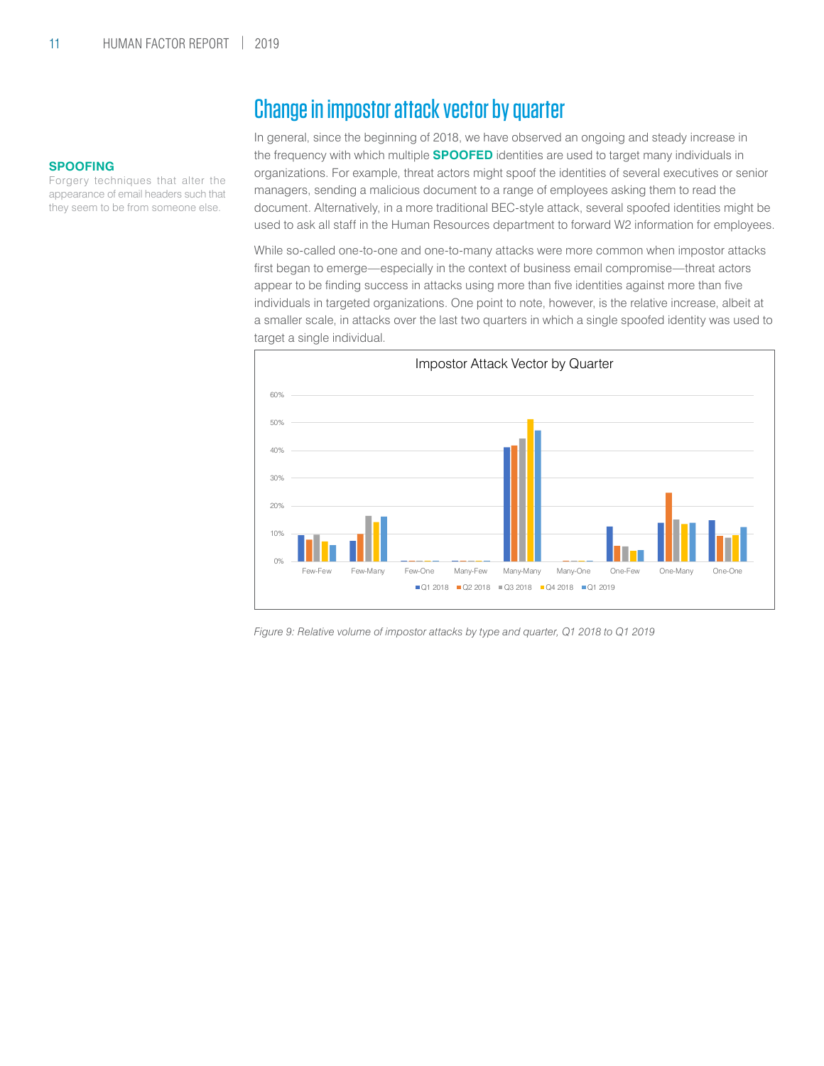## Change in impostor attack vector by quarter

**SPOOFING**
Forgery techniques that alter the appearance of email headers such that they seem to be from someone else.

In general, since the beginning of 2018, we have observed an ongoing and steady increase in the frequency with which multiple **SPOOFED** identities are used to target many individuals in organizations. For example, threat actors might spoof the identities of several executives or senior managers, sending a malicious document to a range of employees asking them to read the document. Alternatively, in a more traditional BEC-style attack, several spoofed identities might be used to ask all staff in the Human Resources department to forward W2 information for employees.

While so-called one-to-one and one-to-many attacks were more common when impostor attacks first began to emerge—especially in the context of business email compromise—threat actors appear to be finding success in attacks using more than five identities against more than five individuals in targeted organizations. One point to note, however, is the relative increase, albeit at a smaller scale, in attacks over the last two quarters in which a single spoofed identity was used to target a single individual.

Impostor Attack Vector by Quarter

*Figure 9: Relative volume of impostor attacks by type and quarter, Q1 2018 to Q1 2019*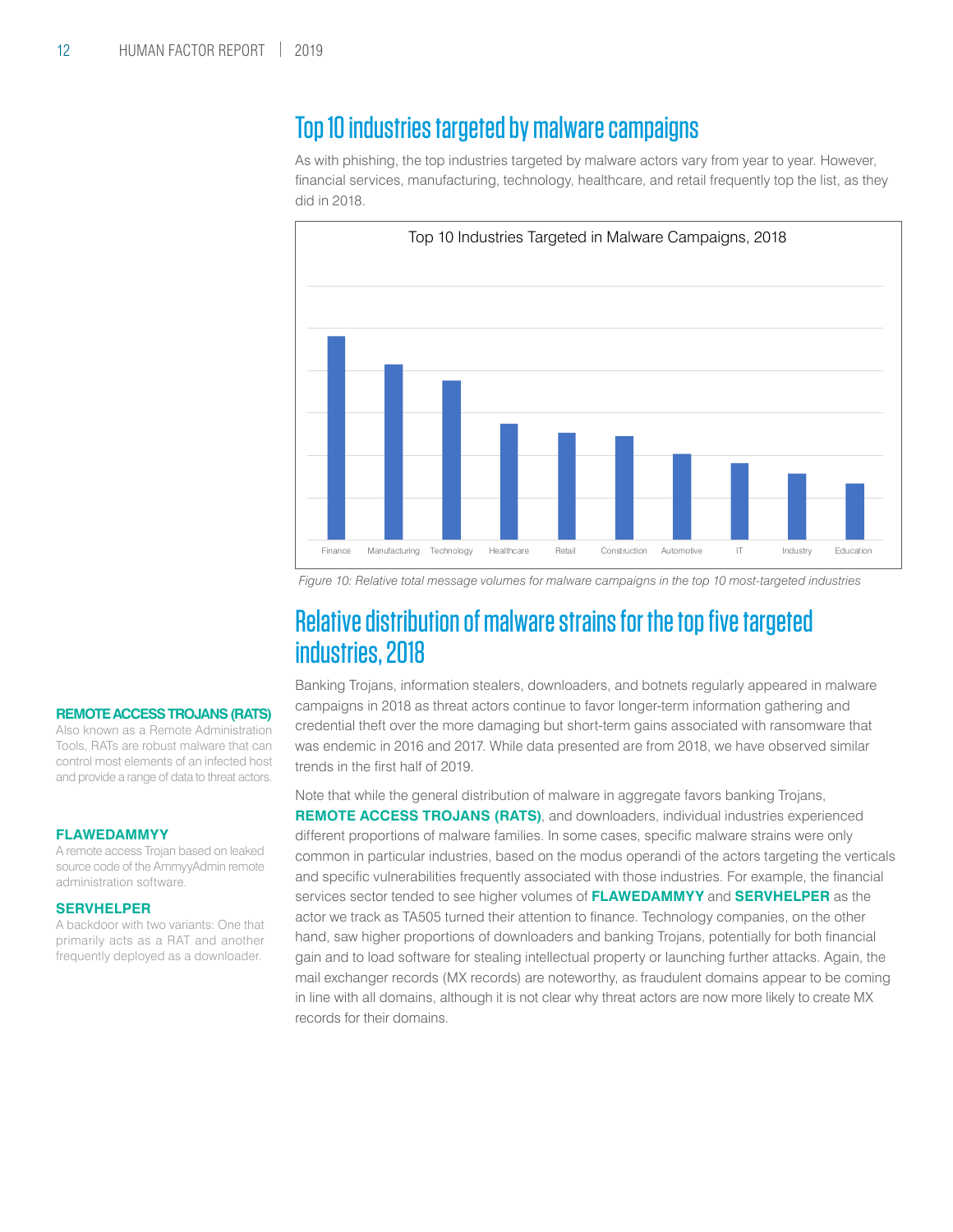## Top 10 industries targeted by malware campaigns

As with phishing, the top industries targeted by malware actors vary from year to year. However, financial services, manufacturing, technology, healthcare, and retail frequently top the list, as they did in 2018.

Top 10 Industries Targeted in Malware Campaigns, 2018

Finance, Manufacturing, Technology, Healthcare, Retail, Construction, Automotive, IT, Industry, Education

*Figure 10: Relative total message volumes for malware campaigns in the top 10 most-targeted industries*

## Relative distribution of malware strains for the top five targeted industries, 2018

Banking Trojans, information stealers, downloaders, and botnets regularly appeared in malware campaigns in 2018 as threat actors continue to favor longer-term information gathering and credential theft over the more damaging but short-term gains associated with ransomware that was endemic in 2016 and 2017. While data presented are from 2018, we have observed similar trends in the first half of 2019.

Note that while the general distribution of malware in aggregate favors banking Trojans, **REMOTE ACCESS TROJANS (RATS)**, and downloaders, individual industries experienced different proportions of malware families. In some cases, specific malware strains were only common in particular industries, based on the modus operandi of the actors targeting the verticals and specific vulnerabilities frequently associated with those industries. For example, the financial services sector tended to see higher volumes of **FLAWEDAMMYY** and **SERVHELPER** as the actor we track as TA505 turned their attention to finance. Technology companies, on the other hand, saw higher proportions of downloaders and banking Trojans, potentially for both financial gain and to load software for stealing intellectual property or launching further attacks. Again, the mail exchanger records (MX records) are noteworthy, as fraudulent domains appear to be coming in line with all domains, although it is not clear why threat actors are now more likely to create MX records for their domains.

**REMOTE ACCESS TROJANS (RATS)**
Also known as a Remote Administration Tools, RATs are robust malware that can control most elements of an infected host and provide a range of data to threat actors.

**FLAWEDAMMYY**
A remote access Trojan based on leaked source code of the AmmyyAdmin remote administration software.

**SERVHELPER**
A backdoor with two variants: One that primarily acts as a RAT and another frequently deployed as a downloader.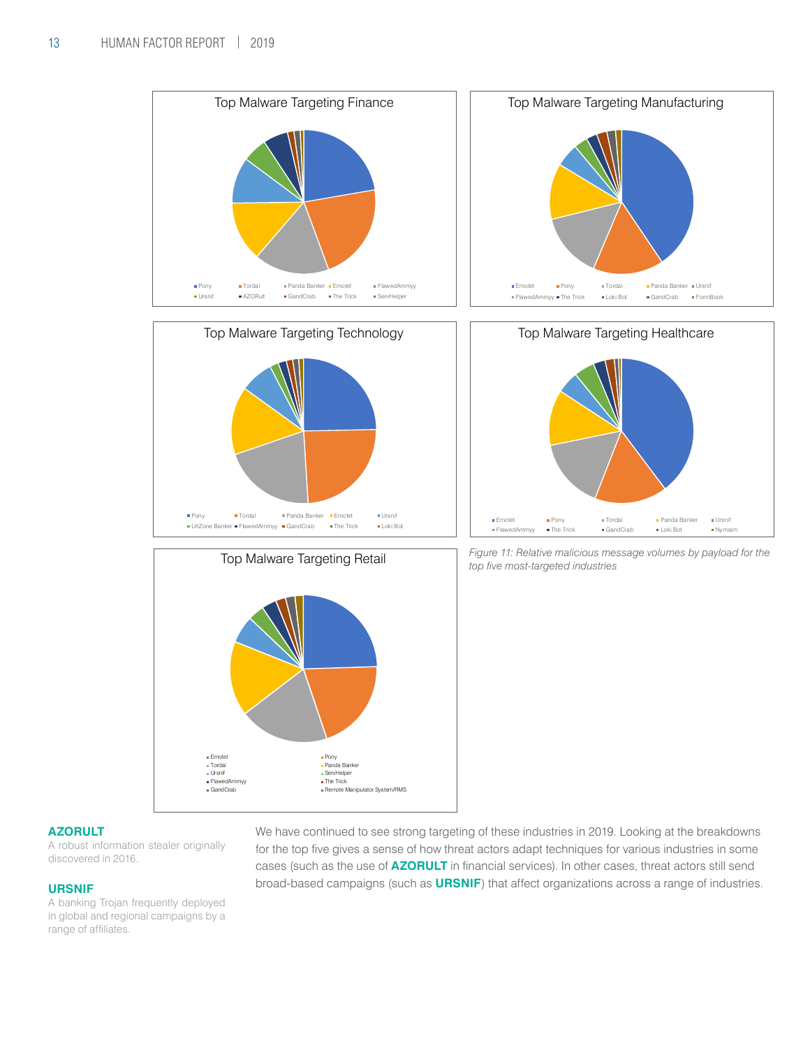### Top Malware Targeting Finance

Pony, Tordal, Panda Banker, Emotet, FlawedAmmyy, Ursnif, AZORult, GandCrab, The Trick, ServHelper

### Top Malware Targeting Manufacturing

Emotet, Pony, Tordal, Panda Banker, Ursnif, FlawedAmmyy, The Trick, Loki Bot, GandCrab, FormBook

### Top Malware Targeting Technology

Pony, Tordal, Panda Banker, Emotet, Ursnif, UrlZone Banker, FlawedAmmyy, GandCrab, The Trick, Loki Bot

### Top Malware Targeting Healthcare

Emotet, Pony, Tordal, Panda Banker, Ursnif, FlawedAmmyy, The Trick, GandCrab, Loki Bot, Nymaim

### Top Malware Targeting Retail

Emotet, Pony, Tordal, Panda Banker, Ursnif, ServHelper, FlawedAmmyy, The Trick, GandCrab, Remote Manipulator System/RMS

*Figure 11: Relative malicious message volumes by payload for the top five most-targeted industries*

We have continued to see strong targeting of these industries in 2019. Looking at the breakdowns for the top five gives a sense of how threat actors adapt techniques for various industries in some cases (such as the use of **AZORULT** in financial services). In other cases, threat actors still send broad-based campaigns (such as **URSNIF**) that affect organizations across a range of industries.

**AZORULT**
A robust information stealer originally discovered in 2016.

**URSNIF**
A banking Trojan frequently deployed in global and regional campaigns by a range of affiliates.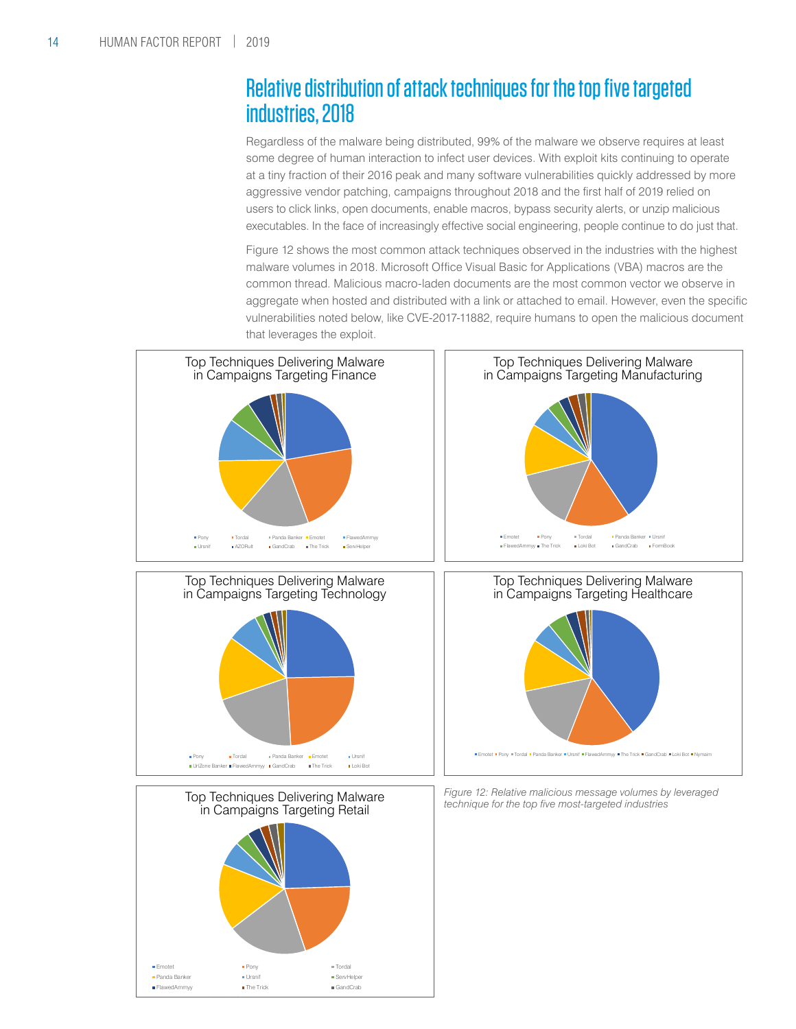## Relative distribution of attack techniques for the top five targeted industries, 2018

Regardless of the malware being distributed, 99% of the malware we observe requires at least some degree of human interaction to infect user devices. With exploit kits continuing to operate at a tiny fraction of their 2016 peak and many software vulnerabilities quickly addressed by more aggressive vendor patching, campaigns throughout 2018 and the first half of 2019 relied on users to click links, open documents, enable macros, bypass security alerts, or unzip malicious executables. In the face of increasingly effective social engineering, people continue to do just that.

Figure 12 shows the most common attack techniques observed in the industries with the highest malware volumes in 2018. Microsoft Office Visual Basic for Applications (VBA) macros are the common thread. Malicious macro-laden documents are the most common vector we observe in aggregate when hosted and distributed with a link or attached to email. However, even the specific vulnerabilities noted below, like CVE-2017-11882, require humans to open the malicious document that leverages the exploit.

**Top Techniques Delivering Malware in Campaigns Targeting Finance**

Pony, Tordal, Panda Banker, Emotet, FlawedAmmyy, Ursnif, AZORult, GandCrab, The Trick, ServHelper

**Top Techniques Delivering Malware in Campaigns Targeting Manufacturing**

Emotet, Pony, Tordal, Panda Banker, Ursnif, FlawedAmmyy, The Trick, Loki Bot, GandCrab, FormBook

**Top Techniques Delivering Malware in Campaigns Targeting Technology**

Pony, Tordal, Panda Banker, Emotet, Ursnif, UrlZone Banker, FlawedAmmyy, GandCrab, The Trick, Loki Bot

**Top Techniques Delivering Malware in Campaigns Targeting Healthcare**

Emotet, Pony, Tordal, Panda Banker, Ursnif, FlawedAmmyy, The Trick, GandCrab, Loki Bot, Nymaim

**Top Techniques Delivering Malware in Campaigns Targeting Retail**

Emotet, Pony, Tordal, Panda Banker, Ursnif, ServHelper, FlawedAmmyy, The Trick, GandCrab

*Figure 12: Relative malicious message volumes by leveraged technique for the top five most-targeted industries*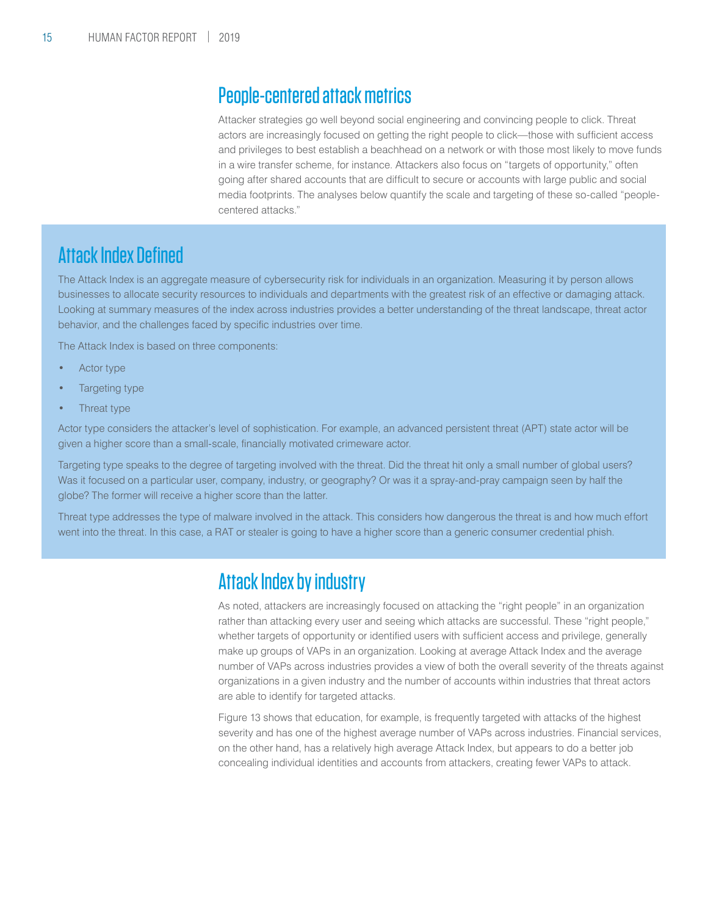## People-centered attack metrics

Attacker strategies go well beyond social engineering and convincing people to click. Threat actors are increasingly focused on getting the right people to click—those with sufficient access and privileges to best establish a beachhead on a network or with those most likely to move funds in a wire transfer scheme, for instance. Attackers also focus on "targets of opportunity," often going after shared accounts that are difficult to secure or accounts with large public and social media footprints. The analyses below quantify the scale and targeting of these so-called "people-centered attacks."

## Attack Index Defined

The Attack Index is an aggregate measure of cybersecurity risk for individuals in an organization. Measuring it by person allows businesses to allocate security resources to individuals and departments with the greatest risk of an effective or damaging attack. Looking at summary measures of the index across industries provides a better understanding of the threat landscape, threat actor behavior, and the challenges faced by specific industries over time.

The Attack Index is based on three components:

- Actor type
- Targeting type
- Threat type

Actor type considers the attacker's level of sophistication. For example, an advanced persistent threat (APT) state actor will be given a higher score than a small-scale, financially motivated crimeware actor.

Targeting type speaks to the degree of targeting involved with the threat. Did the threat hit only a small number of global users? Was it focused on a particular user, company, industry, or geography? Or was it a spray-and-pray campaign seen by half the globe? The former will receive a higher score than the latter.

Threat type addresses the type of malware involved in the attack. This considers how dangerous the threat is and how much effort went into the threat. In this case, a RAT or stealer is going to have a higher score than a generic consumer credential phish.

## Attack Index by industry

As noted, attackers are increasingly focused on attacking the "right people" in an organization rather than attacking every user and seeing which attacks are successful. These "right people," whether targets of opportunity or identified users with sufficient access and privilege, generally make up groups of VAPs in an organization. Looking at average Attack Index and the average number of VAPs across industries provides a view of both the overall severity of the threats against organizations in a given industry and the number of accounts within industries that threat actors are able to identify for targeted attacks.

Figure 13 shows that education, for example, is frequently targeted with attacks of the highest severity and has one of the highest average number of VAPs across industries. Financial services, on the other hand, has a relatively high average Attack Index, but appears to do a better job concealing individual identities and accounts from attackers, creating fewer VAPs to attack.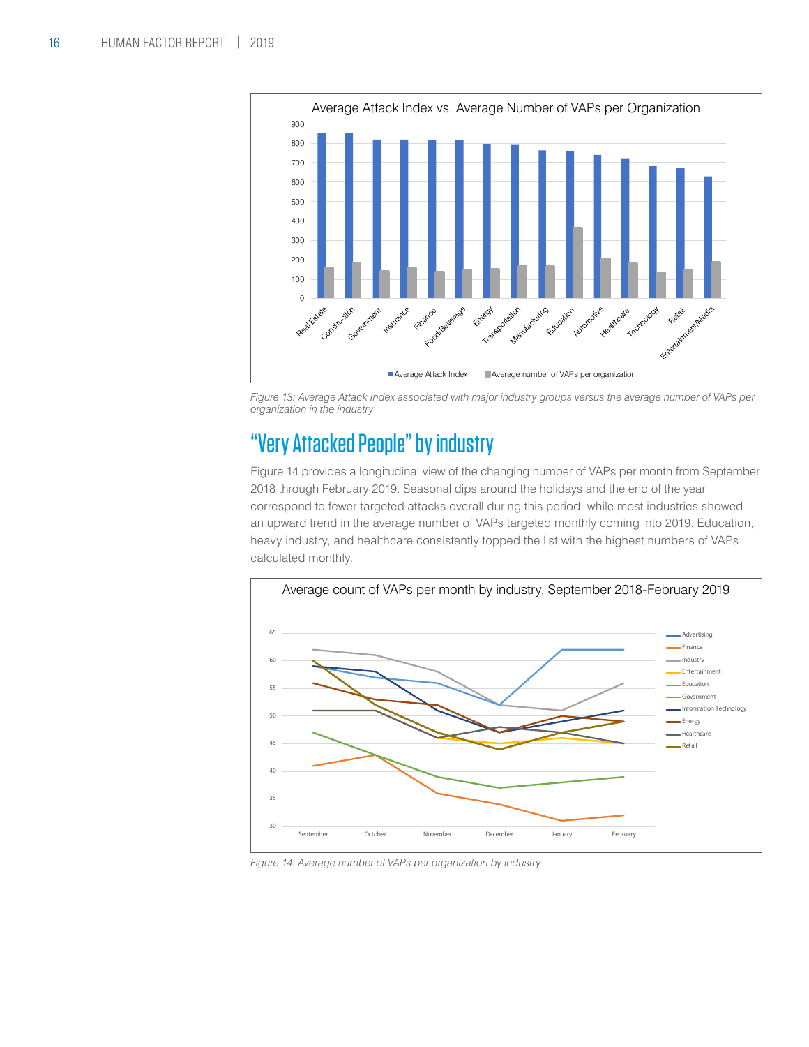Figure 13: Average Attack Index associated with major industry groups versus the average number of VAPs per organization in the industry

## "Very Attacked People" by industry

Figure 14 provides a longitudinal view of the changing number of VAPs per month from September 2018 through February 2019. Seasonal dips around the holidays and the end of the year correspond to fewer targeted attacks overall during this period, while most industries showed an upward trend in the average number of VAPs targeted monthly coming into 2019. Education, heavy industry, and healthcare consistently topped the list with the highest numbers of VAPs calculated monthly.

Figure 14: Average number of VAPs per organization by industry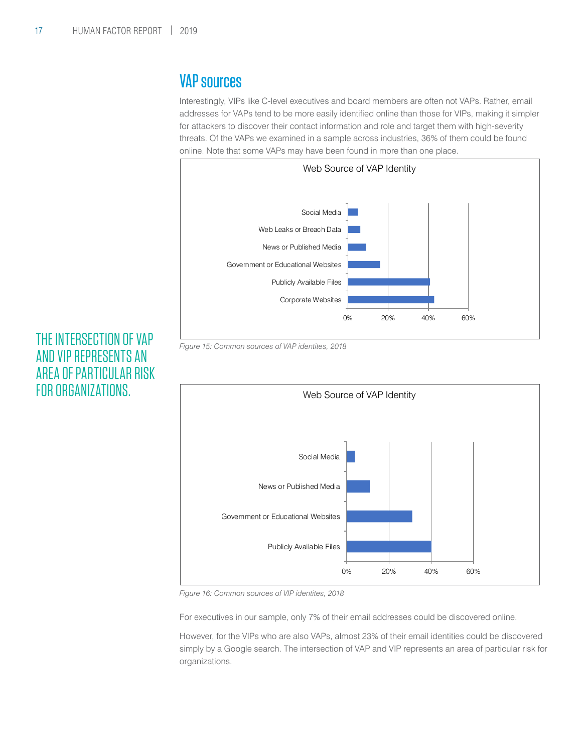## VAP sources

Interestingly, VIPs like C-level executives and board members are often not VAPs. Rather, email addresses for VAPs tend to be more easily identified online than those for VIPs, making it simpler for attackers to discover their contact information and role and target them with high-severity threats. Of the VAPs we examined in a sample across industries, 36% of them could be found online. Note that some VAPs may have been found in more than one place.

**Web Source of VAP Identity**

| Source | Approx. % |
|---|---|
| Social Media | ~5% |
| Web Leaks or Breach Data | ~6% |
| News or Published Media | ~9% |
| Government or Educational Websites | ~16% |
| Publicly Available Files | ~41% |
| Corporate Websites | ~43% |

*Figure 15: Common sources of VAP identites, 2018*

THE INTERSECTION OF VAP AND VIP REPRESENTS AN AREA OF PARTICULAR RISK FOR ORGANIZATIONS.

**Web Source of VAP Identity**

| Source | Approx. % |
|---|---|
| Social Media | ~4% |
| News or Published Media | ~11% |
| Government or Educational Websites | ~31% |
| Publicly Available Files | ~40% |

*Figure 16: Common sources of VIP identites, 2018*

For executives in our sample, only 7% of their email addresses could be discovered online.

However, for the VIPs who are also VAPs, almost 23% of their email identities could be discovered simply by a Google search. The intersection of VAP and VIP represents an area of particular risk for organizations.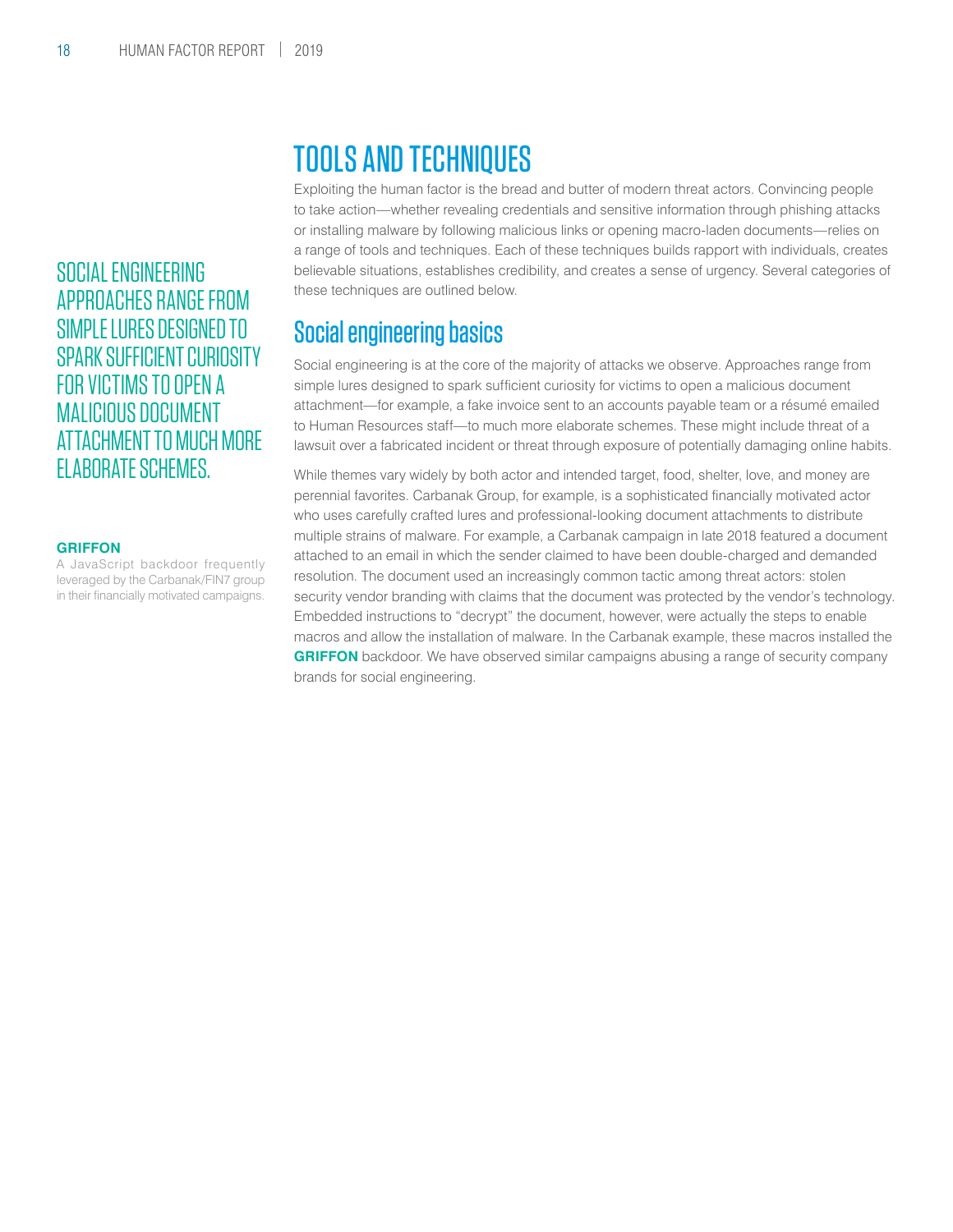# TOOLS AND TECHNIQUES

Exploiting the human factor is the bread and butter of modern threat actors. Convincing people to take action—whether revealing credentials and sensitive information through phishing attacks or installing malware by following malicious links or opening macro-laden documents—relies on a range of tools and techniques. Each of these techniques builds rapport with individuals, creates believable situations, establishes credibility, and creates a sense of urgency. Several categories of these techniques are outlined below.

SOCIAL ENGINEERING APPROACHES RANGE FROM SIMPLE LURES DESIGNED TO SPARK SUFFICIENT CURIOSITY FOR VICTIMS TO OPEN A MALICIOUS DOCUMENT ATTACHMENT TO MUCH MORE ELABORATE SCHEMES.

## Social engineering basics

Social engineering is at the core of the majority of attacks we observe. Approaches range from simple lures designed to spark sufficient curiosity for victims to open a malicious document attachment—for example, a fake invoice sent to an accounts payable team or a résumé emailed to Human Resources staff—to much more elaborate schemes. These might include threat of a lawsuit over a fabricated incident or threat through exposure of potentially damaging online habits.

While themes vary widely by both actor and intended target, food, shelter, love, and money are perennial favorites. Carbanak Group, for example, is a sophisticated financially motivated actor who uses carefully crafted lures and professional-looking document attachments to distribute multiple strains of malware. For example, a Carbanak campaign in late 2018 featured a document attached to an email in which the sender claimed to have been double-charged and demanded resolution. The document used an increasingly common tactic among threat actors: stolen security vendor branding with claims that the document was protected by the vendor's technology. Embedded instructions to "decrypt" the document, however, were actually the steps to enable macros and allow the installation of malware. In the Carbanak example, these macros installed the **GRIFFON** backdoor. We have observed similar campaigns abusing a range of security company brands for social engineering.

**GRIFFON**
A JavaScript backdoor frequently leveraged by the Carbanak/FIN7 group in their financially motivated campaigns.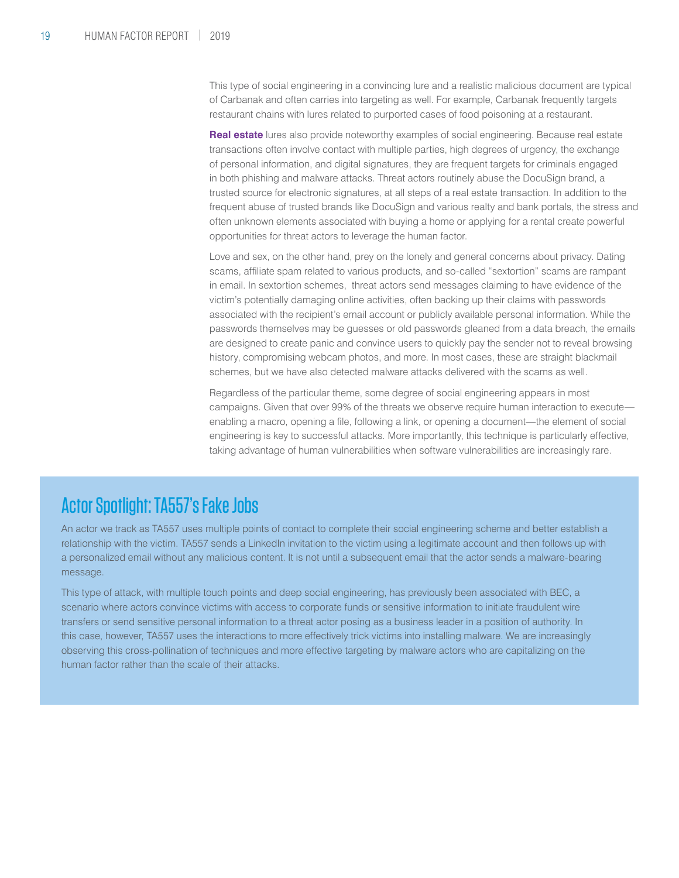This type of social engineering in a convincing lure and a realistic malicious document are typical of Carbanak and often carries into targeting as well. For example, Carbanak frequently targets restaurant chains with lures related to purported cases of food poisoning at a restaurant.

**Real estate** lures also provide noteworthy examples of social engineering. Because real estate transactions often involve contact with multiple parties, high degrees of urgency, the exchange of personal information, and digital signatures, they are frequent targets for criminals engaged in both phishing and malware attacks. Threat actors routinely abuse the DocuSign brand, a trusted source for electronic signatures, at all steps of a real estate transaction. In addition to the frequent abuse of trusted brands like DocuSign and various realty and bank portals, the stress and often unknown elements associated with buying a home or applying for a rental create powerful opportunities for threat actors to leverage the human factor.

Love and sex, on the other hand, prey on the lonely and general concerns about privacy. Dating scams, affiliate spam related to various products, and so-called "sextortion" scams are rampant in email. In sextortion schemes, threat actors send messages claiming to have evidence of the victim's potentially damaging online activities, often backing up their claims with passwords associated with the recipient's email account or publicly available personal information. While the passwords themselves may be guesses or old passwords gleaned from a data breach, the emails are designed to create panic and convince users to quickly pay the sender not to reveal browsing history, compromising webcam photos, and more. In most cases, these are straight blackmail schemes, but we have also detected malware attacks delivered with the scams as well.

Regardless of the particular theme, some degree of social engineering appears in most campaigns. Given that over 99% of the threats we observe require human interaction to execute—enabling a macro, opening a file, following a link, or opening a document—the element of social engineering is key to successful attacks. More importantly, this technique is particularly effective, taking advantage of human vulnerabilities when software vulnerabilities are increasingly rare.

## Actor Spotlight: TA557's Fake Jobs

An actor we track as TA557 uses multiple points of contact to complete their social engineering scheme and better establish a relationship with the victim. TA557 sends a LinkedIn invitation to the victim using a legitimate account and then follows up with a personalized email without any malicious content. It is not until a subsequent email that the actor sends a malware-bearing message.

This type of attack, with multiple touch points and deep social engineering, has previously been associated with BEC, a scenario where actors convince victims with access to corporate funds or sensitive information to initiate fraudulent wire transfers or send sensitive personal information to a threat actor posing as a business leader in a position of authority. In this case, however, TA557 uses the interactions to more effectively trick victims into installing malware. We are increasingly observing this cross-pollination of techniques and more effective targeting by malware actors who are capitalizing on the human factor rather than the scale of their attacks.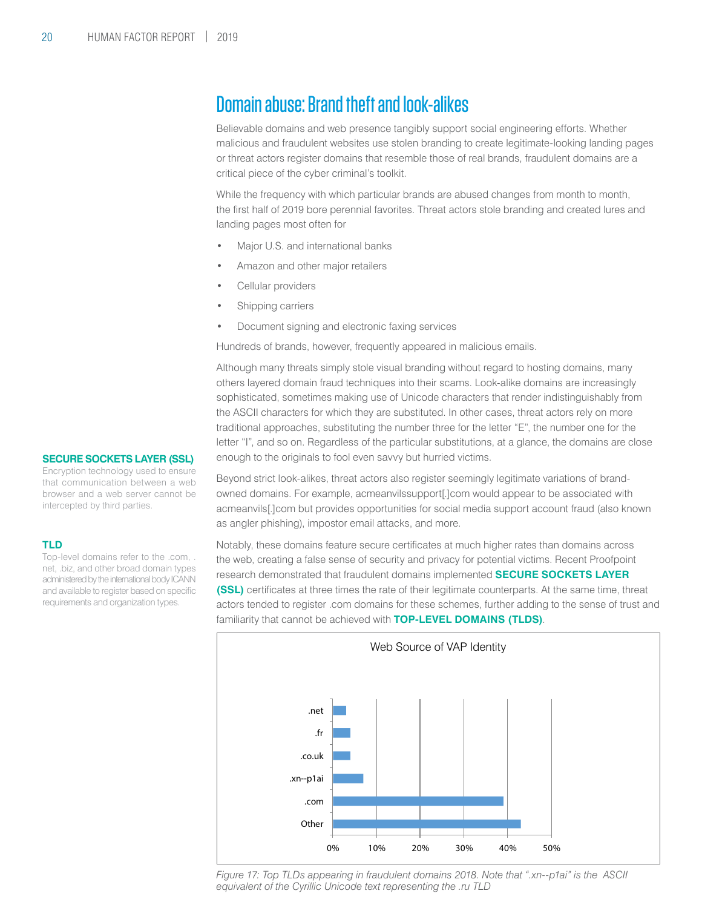# Domain abuse: Brand theft and look-alikes

Believable domains and web presence tangibly support social engineering efforts. Whether malicious and fraudulent websites use stolen branding to create legitimate-looking landing pages or threat actors register domains that resemble those of real brands, fraudulent domains are a critical piece of the cyber criminal's toolkit.

While the frequency with which particular brands are abused changes from month to month, the first half of 2019 bore perennial favorites. Threat actors stole branding and created lures and landing pages most often for

- Major U.S. and international banks
- Amazon and other major retailers
- Cellular providers
- Shipping carriers
- Document signing and electronic faxing services

Hundreds of brands, however, frequently appeared in malicious emails.

Although many threats simply stole visual branding without regard to hosting domains, many others layered domain fraud techniques into their scams. Look-alike domains are increasingly sophisticated, sometimes making use of Unicode characters that render indistinguishably from the ASCII characters for which they are substituted. In other cases, threat actors rely on more traditional approaches, substituting the number three for the letter "E", the number one for the letter "I", and so on. Regardless of the particular substitutions, at a glance, the domains are close enough to the originals to fool even savvy but hurried victims.

Beyond strict look-alikes, threat actors also register seemingly legitimate variations of brand-owned domains. For example, acmeanvilssupport[.]com would appear to be associated with acmeanvils[.]com but provides opportunities for social media support account fraud (also known as angler phishing), impostor email attacks, and more.

Notably, these domains feature secure certificates at much higher rates than domains across the web, creating a false sense of security and privacy for potential victims. Recent Proofpoint research demonstrated that fraudulent domains implemented **SECURE SOCKETS LAYER (SSL)** certificates at three times the rate of their legitimate counterparts. At the same time, threat actors tended to register .com domains for these schemes, further adding to the sense of trust and familiarity that cannot be achieved with **TOP-LEVEL DOMAINS (TLDS)**.

**SECURE SOCKETS LAYER (SSL)**
Encryption technology used to ensure that communication between a web browser and a web server cannot be intercepted by third parties.

**TLD**
Top-level domains refer to the .com, .net, .biz, and other broad domain types administered by the international body ICANN and available to register based on specific requirements and organization types.

**Web Source of VAP Identity**

| TLD | Approx. share |
|---|---|
| .net | ~3% |
| .fr | ~4% |
| .co.uk | ~4% |
| .xn--p1ai | ~7% |
| .com | ~39% |
| Other | ~43% |

*Figure 17: Top TLDs appearing in fraudulent domains 2018. Note that ".xn--p1ai" is the ASCII equivalent of the Cyrillic Unicode text representing the .ru TLD*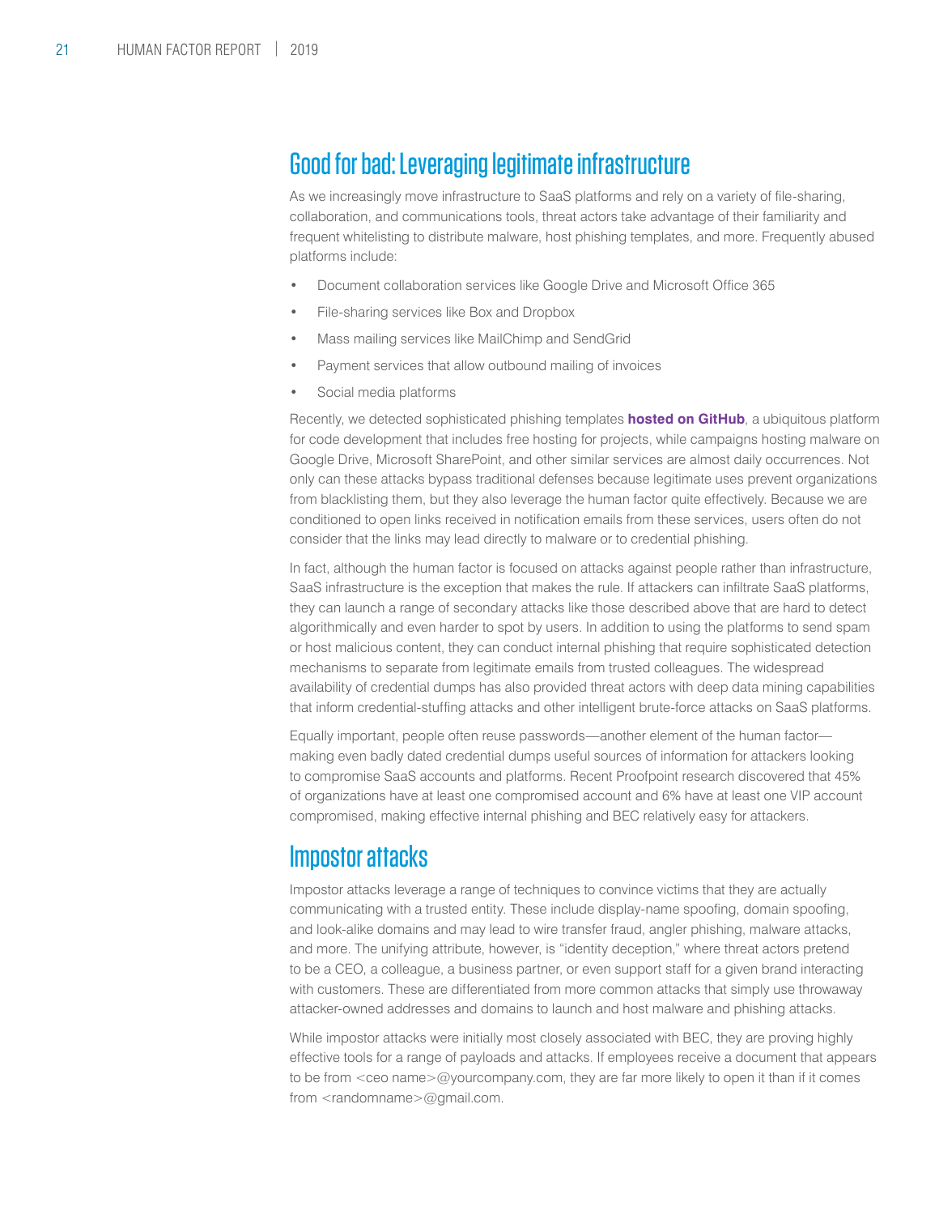## Good for bad: Leveraging legitimate infrastructure

As we increasingly move infrastructure to SaaS platforms and rely on a variety of file-sharing, collaboration, and communications tools, threat actors take advantage of their familiarity and frequent whitelisting to distribute malware, host phishing templates, and more. Frequently abused platforms include:

- Document collaboration services like Google Drive and Microsoft Office 365
- File-sharing services like Box and Dropbox
- Mass mailing services like MailChimp and SendGrid
- Payment services that allow outbound mailing of invoices
- Social media platforms

Recently, we detected sophisticated phishing templates **hosted on GitHub**, a ubiquitous platform for code development that includes free hosting for projects, while campaigns hosting malware on Google Drive, Microsoft SharePoint, and other similar services are almost daily occurrences. Not only can these attacks bypass traditional defenses because legitimate uses prevent organizations from blacklisting them, but they also leverage the human factor quite effectively. Because we are conditioned to open links received in notification emails from these services, users often do not consider that the links may lead directly to malware or to credential phishing.

In fact, although the human factor is focused on attacks against people rather than infrastructure, SaaS infrastructure is the exception that makes the rule. If attackers can infiltrate SaaS platforms, they can launch a range of secondary attacks like those described above that are hard to detect algorithmically and even harder to spot by users. In addition to using the platforms to send spam or host malicious content, they can conduct internal phishing that require sophisticated detection mechanisms to separate from legitimate emails from trusted colleagues. The widespread availability of credential dumps has also provided threat actors with deep data mining capabilities that inform credential-stuffing attacks and other intelligent brute-force attacks on SaaS platforms.

Equally important, people often reuse passwords—another element of the human factor—making even badly dated credential dumps useful sources of information for attackers looking to compromise SaaS accounts and platforms. Recent Proofpoint research discovered that 45% of organizations have at least one compromised account and 6% have at least one VIP account compromised, making effective internal phishing and BEC relatively easy for attackers.

## Impostor attacks

Impostor attacks leverage a range of techniques to convince victims that they are actually communicating with a trusted entity. These include display-name spoofing, domain spoofing, and look-alike domains and may lead to wire transfer fraud, angler phishing, malware attacks, and more. The unifying attribute, however, is "identity deception," where threat actors pretend to be a CEO, a colleague, a business partner, or even support staff for a given brand interacting with customers. These are differentiated from more common attacks that simply use throwaway attacker-owned addresses and domains to launch and host malware and phishing attacks.

While impostor attacks were initially most closely associated with BEC, they are proving highly effective tools for a range of payloads and attacks. If employees receive a document that appears to be from <ceo name>@yourcompany.com, they are far more likely to open it than if it comes from <randomname>@gmail.com.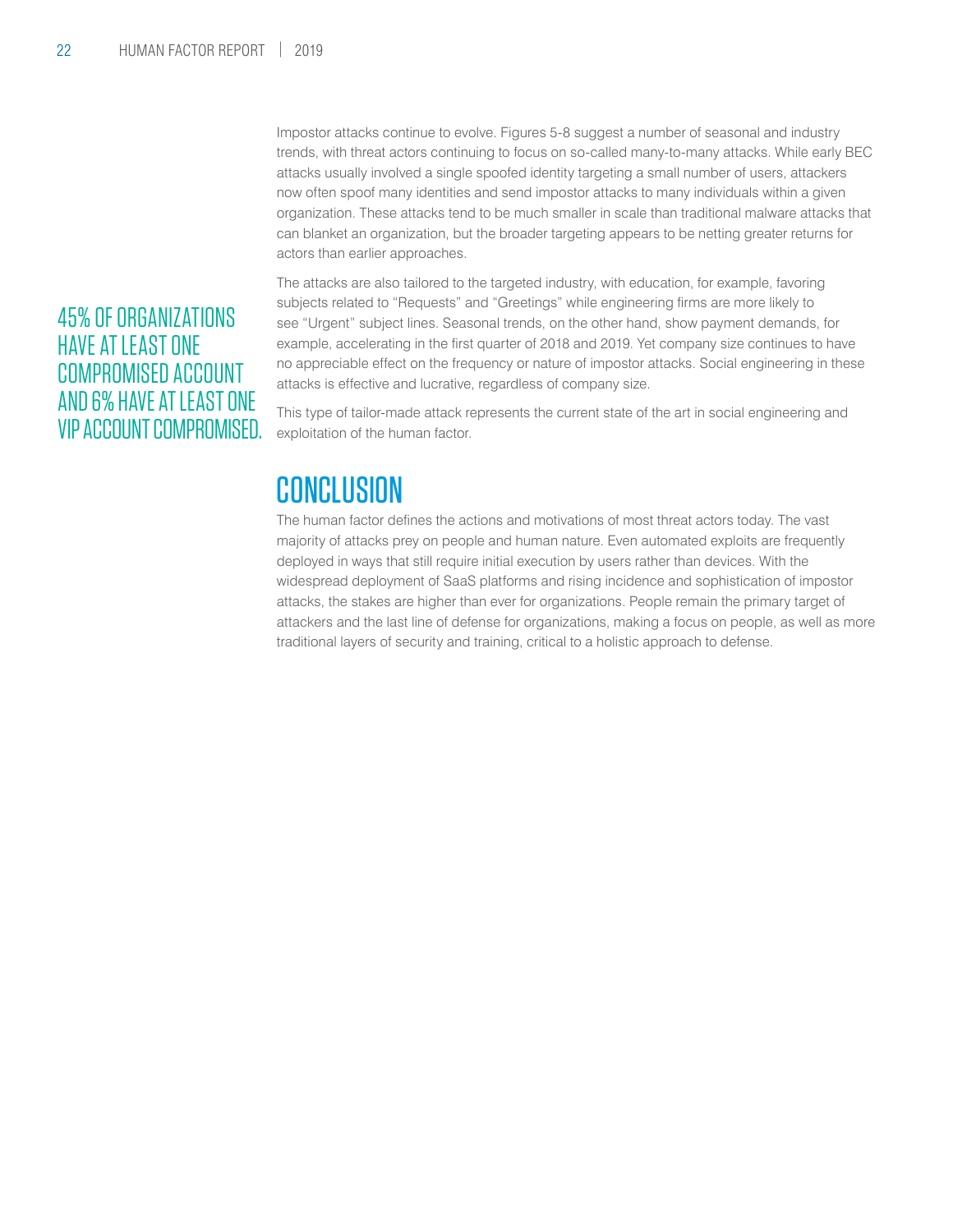Impostor attacks continue to evolve. Figures 5-8 suggest a number of seasonal and industry trends, with threat actors continuing to focus on so-called many-to-many attacks. While early BEC attacks usually involved a single spoofed identity targeting a small number of users, attackers now often spoof many identities and send impostor attacks to many individuals within a given organization. These attacks tend to be much smaller in scale than traditional malware attacks that can blanket an organization, but the broader targeting appears to be netting greater returns for actors than earlier approaches.

**45% OF ORGANIZATIONS HAVE AT LEAST ONE COMPROMISED ACCOUNT AND 6% HAVE AT LEAST ONE VIP ACCOUNT COMPROMISED.**

The attacks are also tailored to the targeted industry, with education, for example, favoring subjects related to "Requests" and "Greetings" while engineering firms are more likely to see "Urgent" subject lines. Seasonal trends, on the other hand, show payment demands, for example, accelerating in the first quarter of 2018 and 2019. Yet company size continues to have no appreciable effect on the frequency or nature of impostor attacks. Social engineering in these attacks is effective and lucrative, regardless of company size.

This type of tailor-made attack represents the current state of the art in social engineering and exploitation of the human factor.

## CONCLUSION

The human factor defines the actions and motivations of most threat actors today. The vast majority of attacks prey on people and human nature. Even automated exploits are frequently deployed in ways that still require initial execution by users rather than devices. With the widespread deployment of SaaS platforms and rising incidence and sophistication of impostor attacks, the stakes are higher than ever for organizations. People remain the primary target of attackers and the last line of defense for organizations, making a focus on people, as well as more traditional layers of security and training, critical to a holistic approach to defense.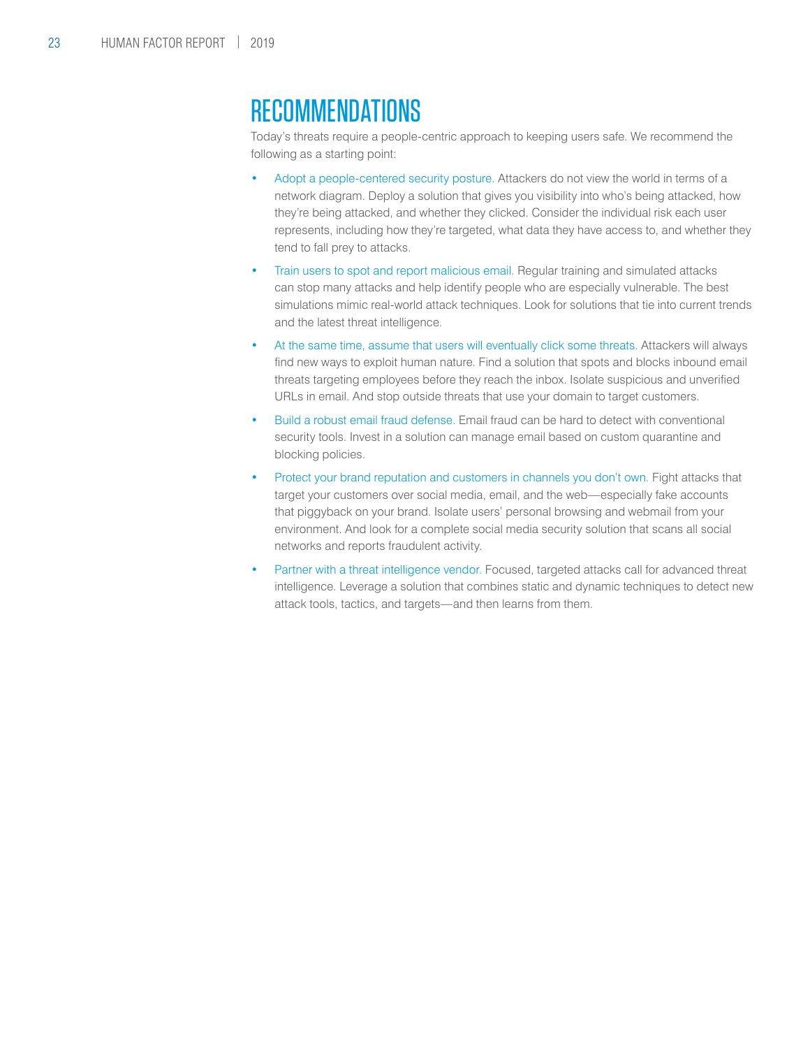# RECOMMENDATIONS

Today's threats require a people-centric approach to keeping users safe. We recommend the following as a starting point:

- Adopt a people-centered security posture. Attackers do not view the world in terms of a network diagram. Deploy a solution that gives you visibility into who's being attacked, how they're being attacked, and whether they clicked. Consider the individual risk each user represents, including how they're targeted, what data they have access to, and whether they tend to fall prey to attacks.
- Train users to spot and report malicious email. Regular training and simulated attacks can stop many attacks and help identify people who are especially vulnerable. The best simulations mimic real-world attack techniques. Look for solutions that tie into current trends and the latest threat intelligence.
- At the same time, assume that users will eventually click some threats. Attackers will always find new ways to exploit human nature. Find a solution that spots and blocks inbound email threats targeting employees before they reach the inbox. Isolate suspicious and unverified URLs in email. And stop outside threats that use your domain to target customers.
- Build a robust email fraud defense. Email fraud can be hard to detect with conventional security tools. Invest in a solution can manage email based on custom quarantine and blocking policies.
- Protect your brand reputation and customers in channels you don't own. Fight attacks that target your customers over social media, email, and the web—especially fake accounts that piggyback on your brand. Isolate users' personal browsing and webmail from your environment. And look for a complete social media security solution that scans all social networks and reports fraudulent activity.
- Partner with a threat intelligence vendor. Focused, targeted attacks call for advanced threat intelligence. Leverage a solution that combines static and dynamic techniques to detect new attack tools, tactics, and targets—and then learns from them.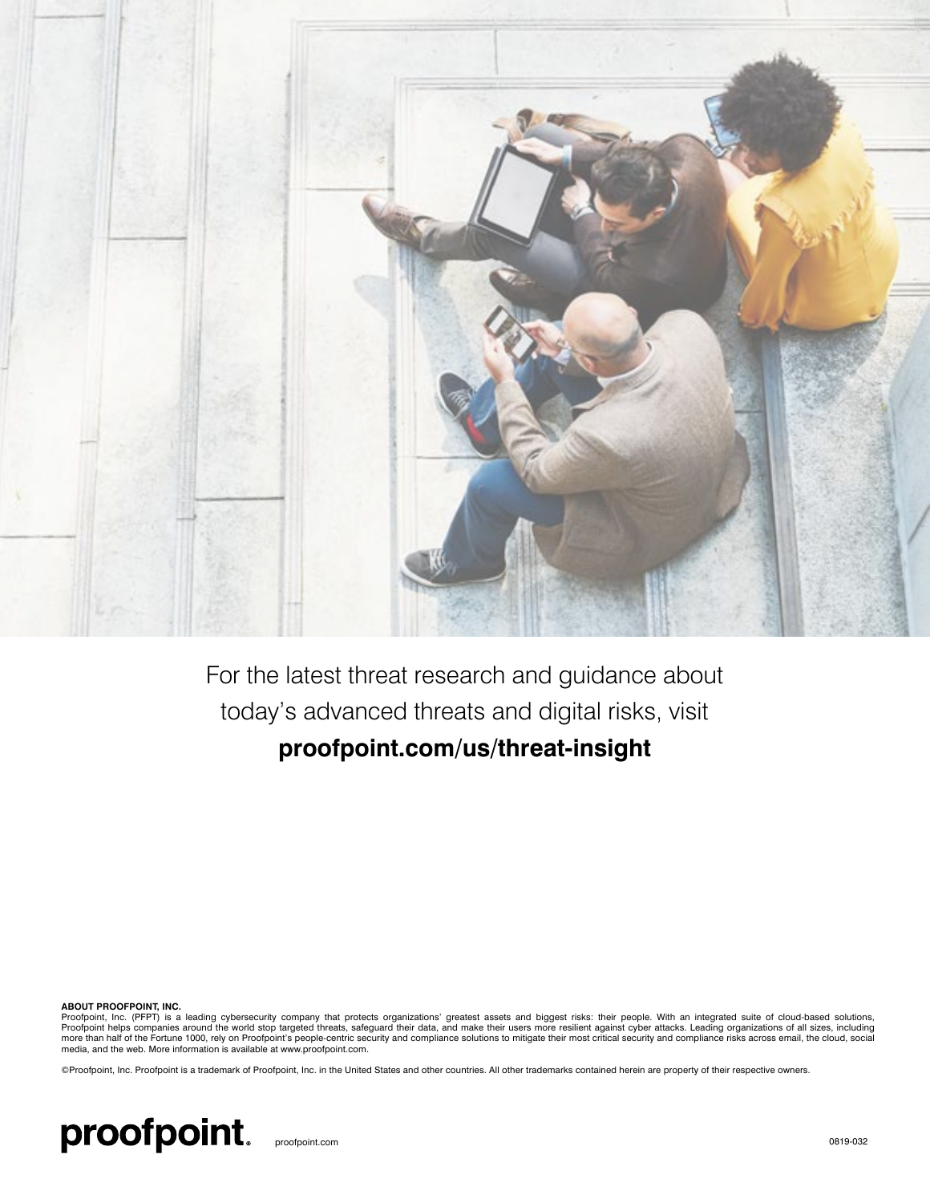For the latest threat research and guidance about today's advanced threats and digital risks, visit

**proofpoint.com/us/threat-insight**

**ABOUT PROOFPOINT, INC.**

Proofpoint, Inc. (PFPT) is a leading cybersecurity company that protects organizations' greatest assets and biggest risks: their people. With an integrated suite of cloud-based solutions, Proofpoint helps companies around the world stop targeted threats, safeguard their data, and make their users more resilient against cyber attacks. Leading organizations of all sizes, including more than half of the Fortune 1000, rely on Proofpoint's people-centric security and compliance solutions to mitigate their most critical security and compliance risks across email, the cloud, social media, and the web. More information is available at www.proofpoint.com.

©Proofpoint, Inc. Proofpoint is a trademark of Proofpoint, Inc. in the United States and other countries. All other trademarks contained herein are property of their respective owners.

proofpoint. proofpoint.com

0819-032